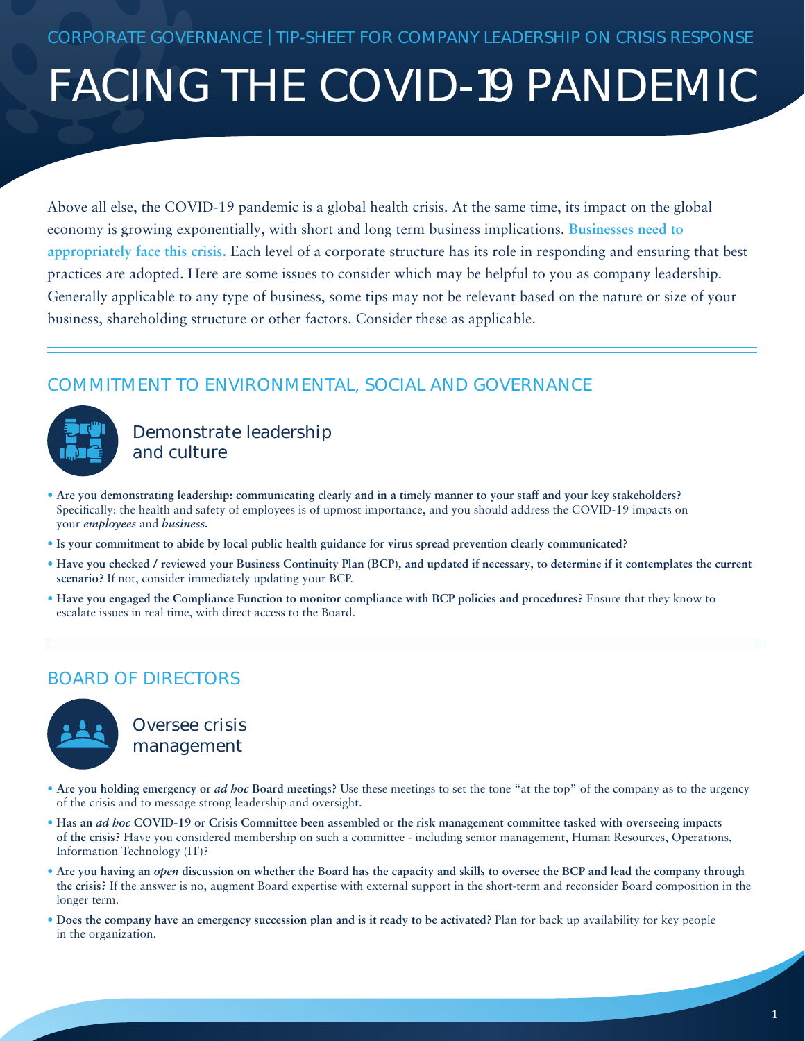CORPORATE GOVERNANCE | TIP-SHEET FOR COMPANY LEADERSHIP ON CRISIS RESPONSE

# FACING THE COVID-19 PANDEMIC

Above all else, the COVID-19 pandemic is a global health crisis. At the same time, its impact on the global economy is growing exponentially, with short and long term business implications. **Businesses need to appropriately face this crisis.** Each level of a corporate structure has its role in responding and ensuring that best practices are adopted. Here are some issues to consider which may be helpful to you as company leadership. Generally applicable to any type of business, some tips may not be relevant based on the nature or size of your business, shareholding structure or other factors. Consider these as applicable.

## COMMITMENT TO ENVIRONMENTAL, SOCIAL AND GOVERNANCE

### Demonstrate leadership and culture

- **Are you demonstrating leadership: communicating clearly and in a timely manner to your staff and your key stakeholders?** Specifically: the health and safety of employees is of upmost importance, and you should address the COVID-19 impacts on your ***employees*** and ***business.***
- **Is your commitment to abide by local public health guidance for virus spread prevention clearly communicated?**
- **Have you checked / reviewed your Business Continuity Plan (BCP), and updated if necessary, to determine if it contemplates the current scenario?** If not, consider immediately updating your BCP.
- **Have you engaged the Compliance Function to monitor compliance with BCP policies and procedures?** Ensure that they know to escalate issues in real time, with direct access to the Board.

## BOARD OF DIRECTORS

### Oversee crisis management

- **Are you holding emergency or *ad hoc* Board meetings?** Use these meetings to set the tone "at the top" of the company as to the urgency of the crisis and to message strong leadership and oversight.
- **Has an *ad hoc* COVID-19 or Crisis Committee been assembled or the risk management committee tasked with overseeing impacts of the crisis?** Have you considered membership on such a committee - including senior management, Human Resources, Operations, Information Technology (IT)?
- **Are you having an *open* discussion on whether the Board has the capacity and skills to oversee the BCP and lead the company through the crisis?** If the answer is no, augment Board expertise with external support in the short-term and reconsider Board composition in the longer term.
- **Does the company have an emergency succession plan and is it ready to be activated?** Plan for back up availability for key people in the organization.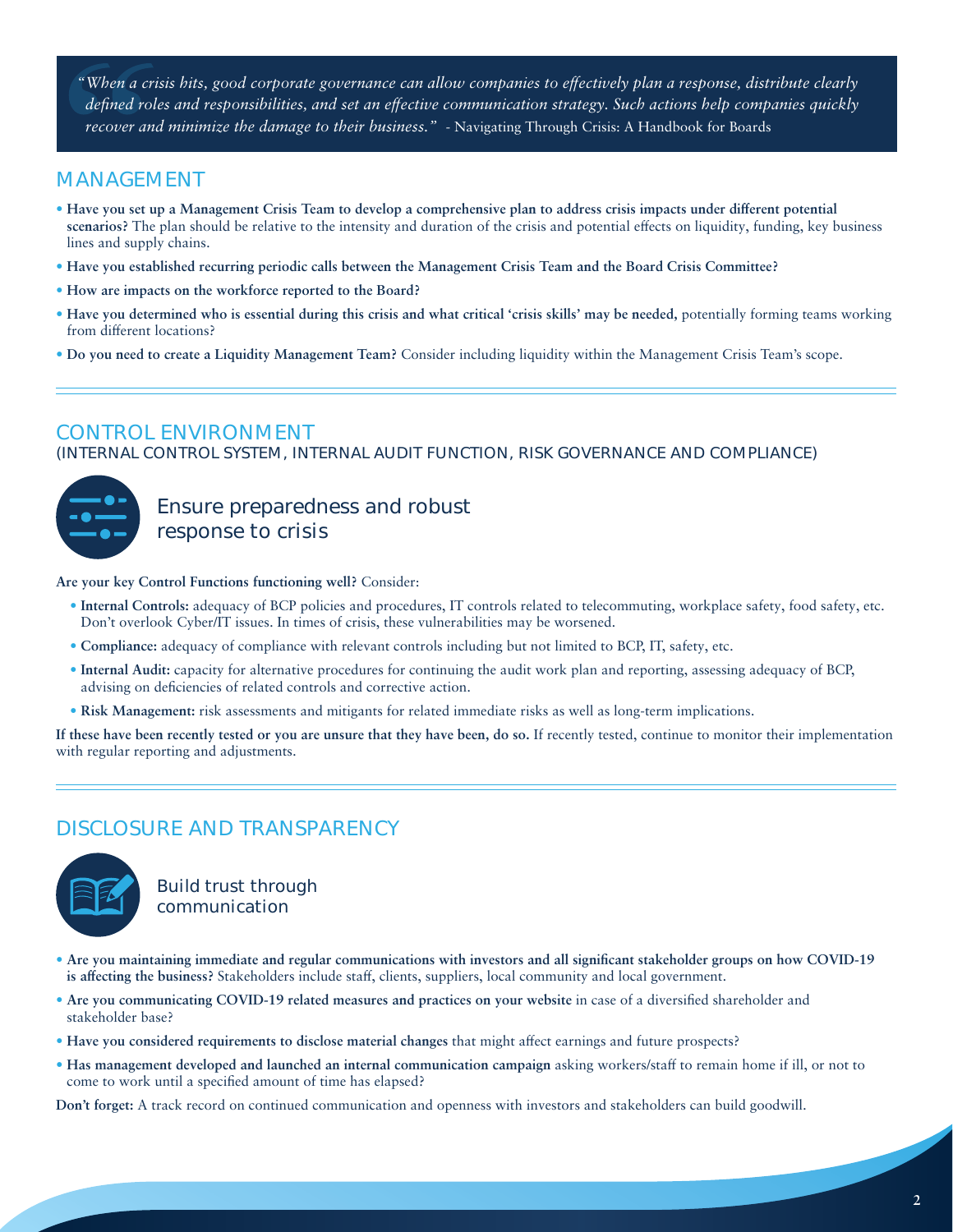> *"When a crisis hits, good corporate governance can allow companies to effectively plan a response, distribute clearly defined roles and responsibilities, and set an effective communication strategy. Such actions help companies quickly recover and minimize the damage to their business."* - Navigating Through Crisis: A Handbook for Boards

## MANAGEMENT

- **Have you set up a Management Crisis Team to develop a comprehensive plan to address crisis impacts under different potential scenarios?** The plan should be relative to the intensity and duration of the crisis and potential effects on liquidity, funding, key business lines and supply chains.
- **Have you established recurring periodic calls between the Management Crisis Team and the Board Crisis Committee?**
- **How are impacts on the workforce reported to the Board?**
- **Have you determined who is essential during this crisis and what critical 'crisis skills' may be needed,** potentially forming teams working from different locations?
- **Do you need to create a Liquidity Management Team?** Consider including liquidity within the Management Crisis Team's scope.

## CONTROL ENVIRONMENT

(INTERNAL CONTROL SYSTEM, INTERNAL AUDIT FUNCTION, RISK GOVERNANCE AND COMPLIANCE)

### Ensure preparedness and robust response to crisis

**Are your key Control Functions functioning well?** Consider:

- **Internal Controls:** adequacy of BCP policies and procedures, IT controls related to telecommuting, workplace safety, food safety, etc. Don't overlook Cyber/IT issues. In times of crisis, these vulnerabilities may be worsened.
- **Compliance:** adequacy of compliance with relevant controls including but not limited to BCP, IT, safety, etc.
- **Internal Audit:** capacity for alternative procedures for continuing the audit work plan and reporting, assessing adequacy of BCP, advising on deficiencies of related controls and corrective action.
- **Risk Management:** risk assessments and mitigants for related immediate risks as well as long-term implications.

**If these have been recently tested or you are unsure that they have been, do so.** If recently tested, continue to monitor their implementation with regular reporting and adjustments.

## DISCLOSURE AND TRANSPARENCY

### Build trust through communication

- **Are you maintaining immediate and regular communications with investors and all significant stakeholder groups on how COVID-19 is affecting the business?** Stakeholders include staff, clients, suppliers, local community and local government.
- **Are you communicating COVID-19 related measures and practices on your website** in case of a diversified shareholder and stakeholder base?
- **Have you considered requirements to disclose material changes** that might affect earnings and future prospects?
- **Has management developed and launched an internal communication campaign** asking workers/staff to remain home if ill, or not to come to work until a specified amount of time has elapsed?

**Don't forget:** A track record on continued communication and openness with investors and stakeholders can build goodwill.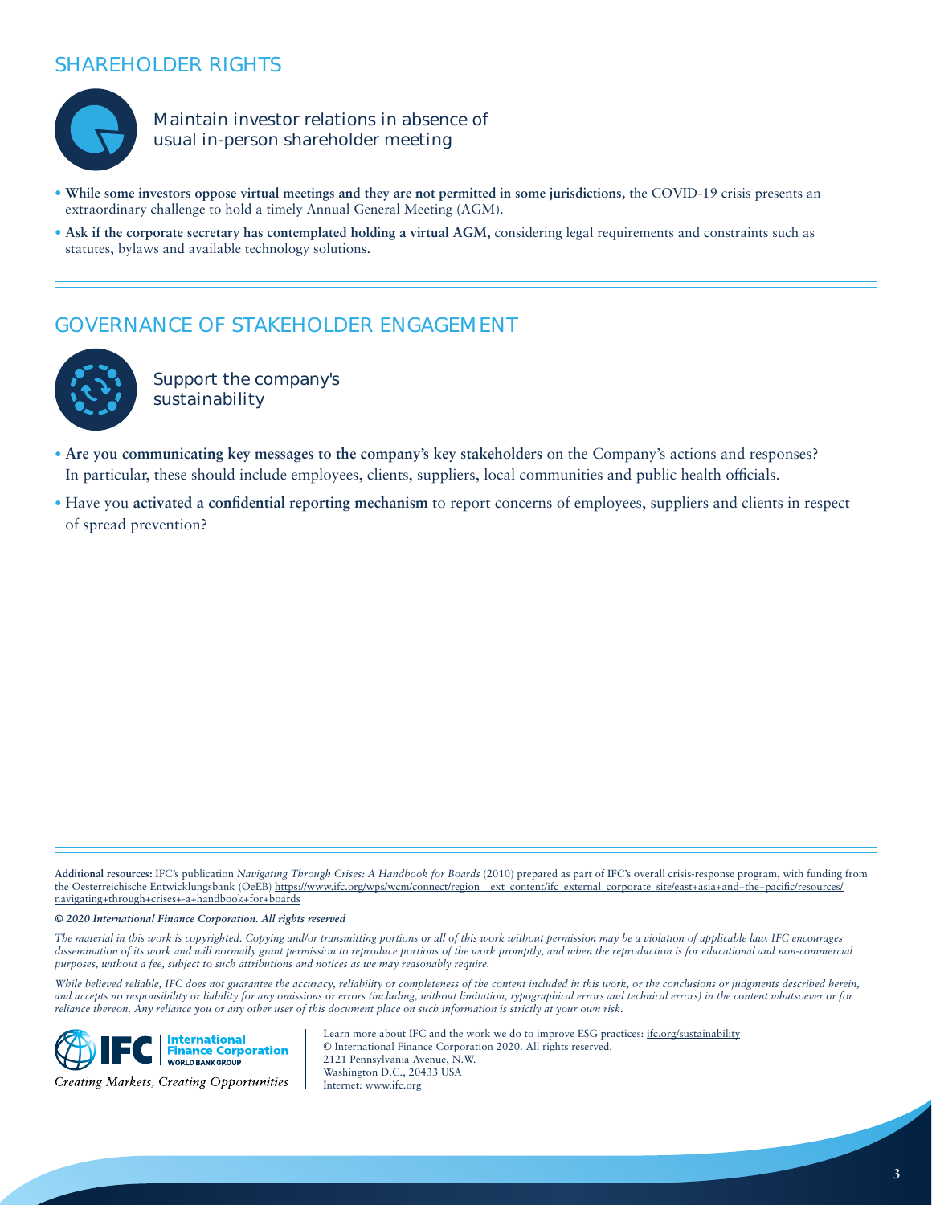## SHAREHOLDER RIGHTS

### Maintain investor relations in absence of usual in-person shareholder meeting

- **While some investors oppose virtual meetings and they are not permitted in some jurisdictions,** the COVID-19 crisis presents an extraordinary challenge to hold a timely Annual General Meeting (AGM).
- **Ask if the corporate secretary has contemplated holding a virtual AGM,** considering legal requirements and constraints such as statutes, bylaws and available technology solutions.

## GOVERNANCE OF STAKEHOLDER ENGAGEMENT

### Support the company's sustainability

- **Are you communicating key messages to the company's key stakeholders** on the Company's actions and responses? In particular, these should include employees, clients, suppliers, local communities and public health officials.
- Have you **activated a confidential reporting mechanism** to report concerns of employees, suppliers and clients in respect of spread prevention?

**Additional resources:** IFC's publication *Navigating Through Crises: A Handbook for Boards* (2010) prepared as part of IFC's overall crisis-response program, with funding from the Oesterreichische Entwicklungsbank (OeEB) https://www.ifc.org/wps/wcm/connect/region__ext_content/ifc_external_corporate_site/east+asia+and+the+pacific/resources/navigating+through+crises+-a+handbook+for+boards

***© 2020 International Finance Corporation. All rights reserved***

*The material in this work is copyrighted. Copying and/or transmitting portions or all of this work without permission may be a violation of applicable law. IFC encourages dissemination of its work and will normally grant permission to reproduce portions of the work promptly, and when the reproduction is for educational and non-commercial purposes, without a fee, subject to such attributions and notices as we may reasonably require.*

*While believed reliable, IFC does not guarantee the accuracy, reliability or completeness of the content included in this work, or the conclusions or judgments described herein, and accepts no responsibility or liability for any omissions or errors (including, without limitation, typographical errors and technical errors) in the content whatsoever or for reliance thereon. Any reliance you or any other user of this document place on such information is strictly at your own risk.*

IFC | International Finance Corporation | WORLD BANK GROUP

*Creating Markets, Creating Opportunities*

Learn more about IFC and the work we do to improve ESG practices: ifc.org/sustainability
© International Finance Corporation 2020. All rights reserved.
2121 Pennsylvania Avenue, N.W.
Washington D.C., 20433 USA
Internet: www.ifc.org